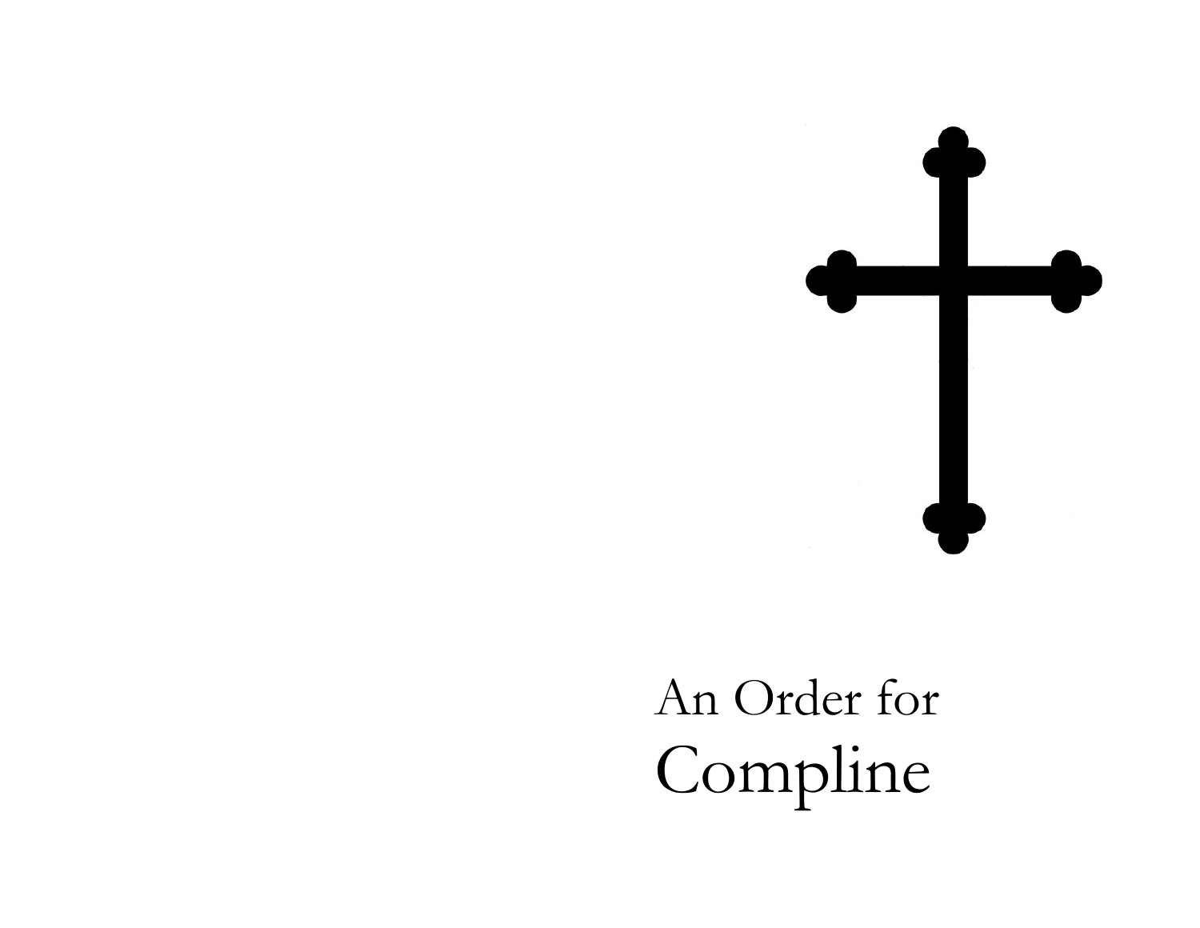# An Order for Compline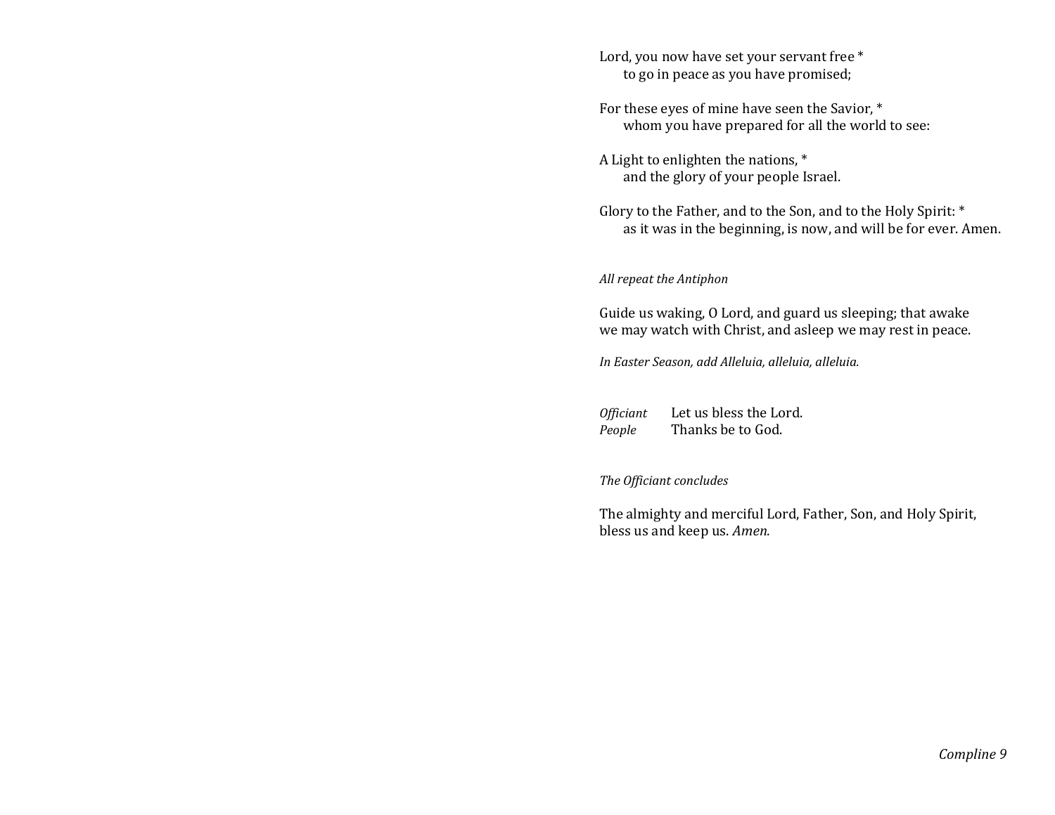Lord, you now have set your servant free *
to go in peace as you have promised;

For these eyes of mine have seen the Savior, *
whom you have prepared for all the world to see:

A Light to enlighten the nations, *
and the glory of your people Israel.

Glory to the Father, and to the Son, and to the Holy Spirit: *
as it was in the beginning, is now, and will be for ever. Amen.

*All repeat the Antiphon*

Guide us waking, O Lord, and guard us sleeping; that awake we may watch with Christ, and asleep we may rest in peace.

*In Easter Season, add Alleluia, alleluia, alleluia.*

*Officiant* Let us bless the Lord.
*People* Thanks be to God.

*The Officiant concludes*

The almighty and merciful Lord, Father, Son, and Holy Spirit, bless us and keep us. *Amen.*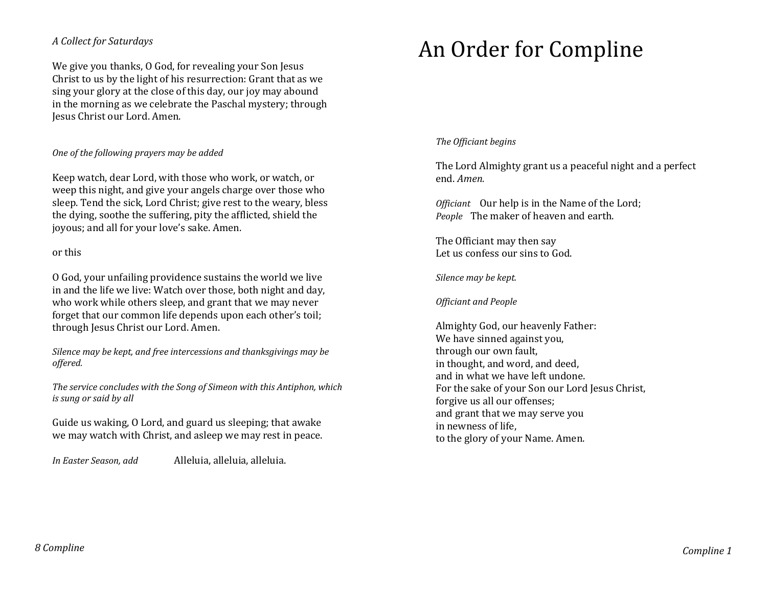*A Collect for Saturdays*

We give you thanks, O God, for revealing your Son Jesus Christ to us by the light of his resurrection: Grant that as we sing your glory at the close of this day, our joy may abound in the morning as we celebrate the Paschal mystery; through Jesus Christ our Lord. Amen.

*One of the following prayers may be added*

Keep watch, dear Lord, with those who work, or watch, or weep this night, and give your angels charge over those who sleep. Tend the sick, Lord Christ; give rest to the weary, bless the dying, soothe the suffering, pity the afflicted, shield the joyous; and all for your love's sake. Amen.

or this

O God, your unfailing providence sustains the world we live in and the life we live: Watch over those, both night and day, who work while others sleep, and grant that we may never forget that our common life depends upon each other's toil; through Jesus Christ our Lord. Amen.

*Silence may be kept, and free intercessions and thanksgivings may be offered.*

*The service concludes with the Song of Simeon with this Antiphon, which is sung or said by all*

Guide us waking, O Lord, and guard us sleeping; that awake we may watch with Christ, and asleep we may rest in peace.

*In Easter Season, add* Alleluia, alleluia, alleluia.

# An Order for Compline

*The Officiant begins*

The Lord Almighty grant us a peaceful night and a perfect end. *Amen.*

*Officiant* Our help is in the Name of the Lord;
*People* The maker of heaven and earth.

The Officiant may then say
Let us confess our sins to God.

*Silence may be kept.*

*Officiant and People*

Almighty God, our heavenly Father:
We have sinned against you,
through our own fault,
in thought, and word, and deed,
and in what we have left undone.
For the sake of your Son our Lord Jesus Christ,
forgive us all our offenses;
and grant that we may serve you
in newness of life,
to the glory of your Name. Amen.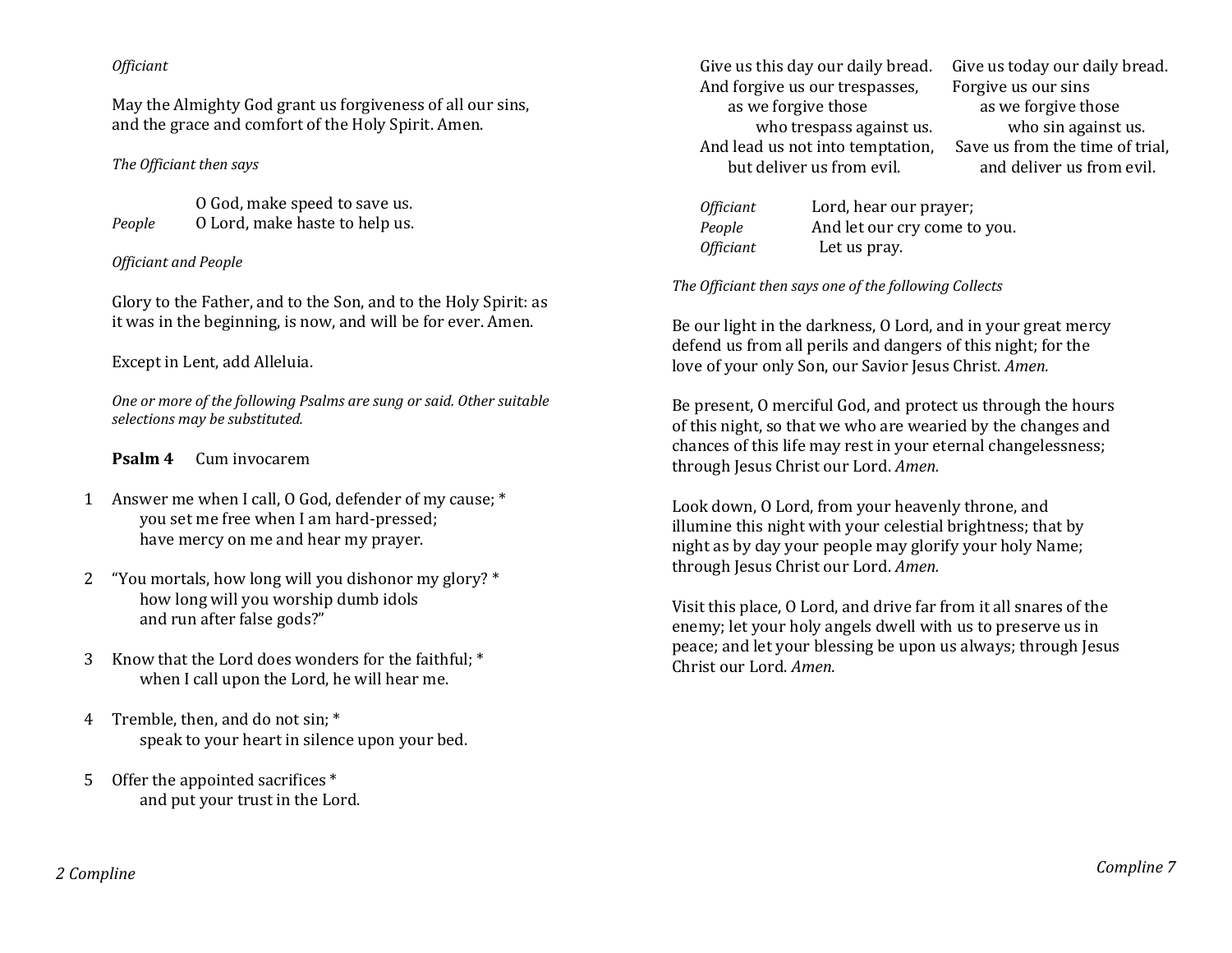*Officiant*

May the Almighty God grant us forgiveness of all our sins, and the grace and comfort of the Holy Spirit. Amen.

*The Officiant then says*

|  |  |
|---|---|
|  | O God, make speed to save us. |
| *People* | O Lord, make haste to help us. |

*Officiant and People*

Glory to the Father, and to the Son, and to the Holy Spirit: as it was in the beginning, is now, and will be for ever. Amen.

Except in Lent, add Alleluia.

*One or more of the following Psalms are sung or said. Other suitable selections may be substituted.*

**Psalm 4** Cum invocarem

1 Answer me when I call, O God, defender of my cause; *
  you set me free when I am hard-pressed;
  have mercy on me and hear my prayer.

2 "You mortals, how long will you dishonor my glory? *
  how long will you worship dumb idols
  and run after false gods?"

3 Know that the Lord does wonders for the faithful; *
  when I call upon the Lord, he will hear me.

4 Tremble, then, and do not sin; *
  speak to your heart in silence upon your bed.

5 Offer the appointed sacrifices *
  and put your trust in the Lord.

| | |
|---|---|
| Give us this day our daily bread. | Give us today our daily bread. |
| And forgive us our trespasses, as we forgive those who trespass against us. | Forgive us our sins as we forgive those who sin against us. |
| And lead us not into temptation, but deliver us from evil. | Save us from the time of trial, and deliver us from evil. |

|  |  |
|---|---|
| *Officiant* | Lord, hear our prayer; |
| *People* | And let our cry come to you. |
| *Officiant* | Let us pray. |

*The Officiant then says one of the following Collects*

Be our light in the darkness, O Lord, and in your great mercy defend us from all perils and dangers of this night; for the love of your only Son, our Savior Jesus Christ. *Amen.*

Be present, O merciful God, and protect us through the hours of this night, so that we who are wearied by the changes and chances of this life may rest in your eternal changelessness; through Jesus Christ our Lord. *Amen.*

Look down, O Lord, from your heavenly throne, and illumine this night with your celestial brightness; that by night as by day your people may glorify your holy Name; through Jesus Christ our Lord. *Amen.*

Visit this place, O Lord, and drive far from it all snares of the enemy; let your holy angels dwell with us to preserve us in peace; and let your blessing be upon us always; through Jesus Christ our Lord. *Amen.*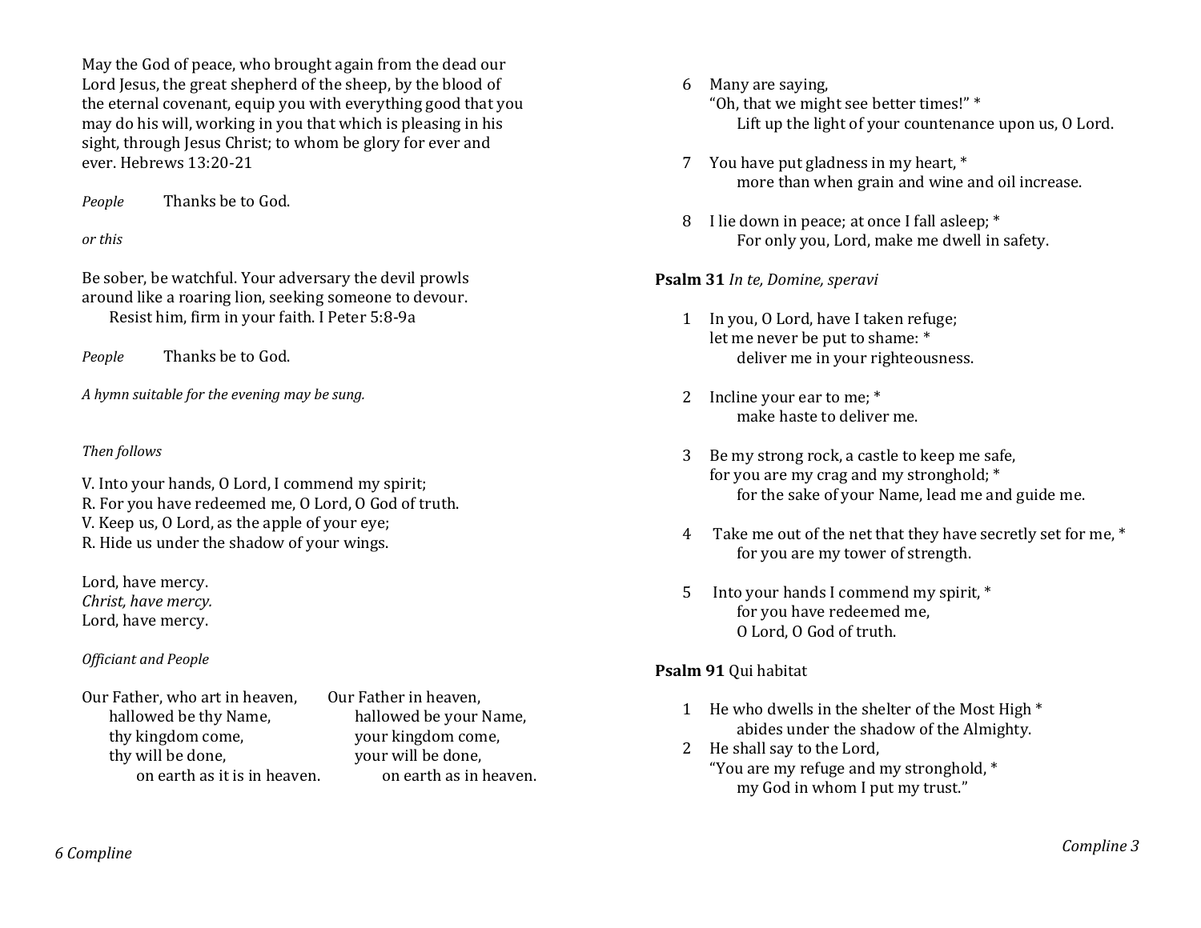May the God of peace, who brought again from the dead our Lord Jesus, the great shepherd of the sheep, by the blood of the eternal covenant, equip you with everything good that you may do his will, working in you that which is pleasing in his sight, through Jesus Christ; to whom be glory for ever and ever. Hebrews 13:20-21

*People* Thanks be to God.

*or this*

Be sober, be watchful. Your adversary the devil prowls around like a roaring lion, seeking someone to devour. Resist him, firm in your faith. I Peter 5:8-9a

*People* Thanks be to God.

*A hymn suitable for the evening may be sung.*

*Then follows*

V. Into your hands, O Lord, I commend my spirit;
R. For you have redeemed me, O Lord, O God of truth.
V. Keep us, O Lord, as the apple of your eye;
R. Hide us under the shadow of your wings.

Lord, have mercy.
*Christ, have mercy.*
Lord, have mercy.

*Officiant and People*

| | |
|---|---|
| Our Father, who art in heaven, | Our Father in heaven, |
| hallowed be thy Name, | hallowed be your Name, |
| thy kingdom come, | your kingdom come, |
| thy will be done, | your will be done, |
| on earth as it is in heaven. | on earth as in heaven. |

6 Many are saying,
"Oh, that we might see better times!" *
Lift up the light of your countenance upon us, O Lord.

7 You have put gladness in my heart, *
more than when grain and wine and oil increase.

8 I lie down in peace; at once I fall asleep; *
For only you, Lord, make me dwell in safety.

**Psalm 31** *In te, Domine, speravi*

1 In you, O Lord, have I taken refuge;
let me never be put to shame: *
deliver me in your righteousness.

2 Incline your ear to me; *
make haste to deliver me.

3 Be my strong rock, a castle to keep me safe,
for you are my crag and my stronghold; *
for the sake of your Name, lead me and guide me.

4 Take me out of the net that they have secretly set for me, *
for you are my tower of strength.

5 Into your hands I commend my spirit, *
for you have redeemed me,
O Lord, O God of truth.

**Psalm 91** Qui habitat

1 He who dwells in the shelter of the Most High *
abides under the shadow of the Almighty.

2 He shall say to the Lord,
"You are my refuge and my stronghold, *
my God in whom I put my trust."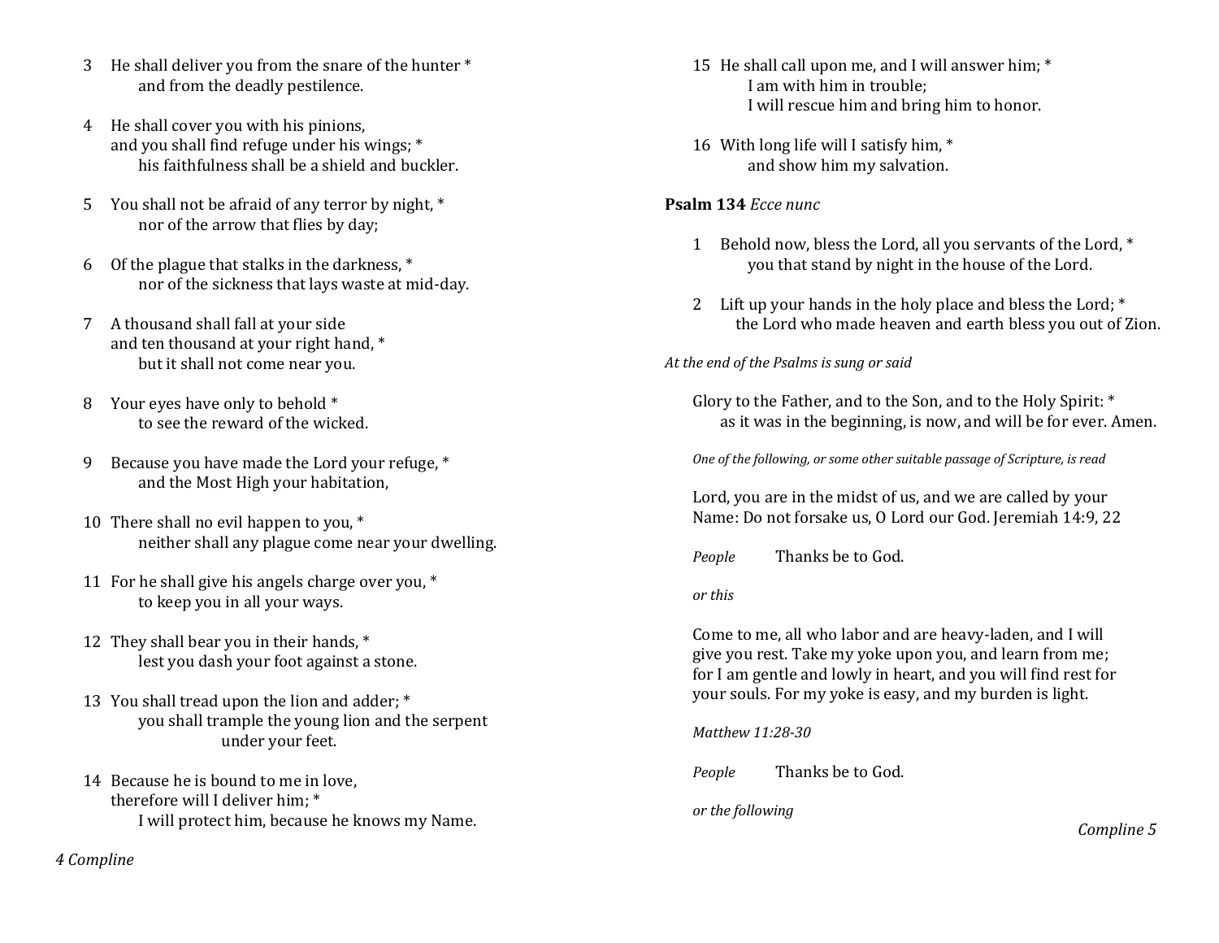3 He shall deliver you from the snare of the hunter *
   and from the deadly pestilence.

4 He shall cover you with his pinions,
and you shall find refuge under his wings; *
   his faithfulness shall be a shield and buckler.

5 You shall not be afraid of any terror by night, *
   nor of the arrow that flies by day;

6 Of the plague that stalks in the darkness, *
   nor of the sickness that lays waste at mid-day.

7 A thousand shall fall at your side
and ten thousand at your right hand, *
   but it shall not come near you.

8 Your eyes have only to behold *
   to see the reward of the wicked.

9 Because you have made the Lord your refuge, *
   and the Most High your habitation,

10 There shall no evil happen to you, *
   neither shall any plague come near your dwelling.

11 For he shall give his angels charge over you, *
   to keep you in all your ways.

12 They shall bear you in their hands, *
   lest you dash your foot against a stone.

13 You shall tread upon the lion and adder; *
   you shall trample the young lion and the serpent
      under your feet.

14 Because he is bound to me in love,
therefore will I deliver him; *
   I will protect him, because he knows my Name.

15 He shall call upon me, and I will answer him; *
   I am with him in trouble;
   I will rescue him and bring him to honor.

16 With long life will I satisfy him, *
   and show him my salvation.

**Psalm 134** *Ecce nunc*

1 Behold now, bless the Lord, all you servants of the Lord, *
   you that stand by night in the house of the Lord.

2 Lift up your hands in the holy place and bless the Lord; *
   the Lord who made heaven and earth bless you out of Zion.

*At the end of the Psalms is sung or said*

Glory to the Father, and to the Son, and to the Holy Spirit: *
   as it was in the beginning, is now, and will be for ever. Amen.

*One of the following, or some other suitable passage of Scripture, is read*

Lord, you are in the midst of us, and we are called by your Name: Do not forsake us, O Lord our God. Jeremiah 14:9, 22

*People* Thanks be to God.

*or this*

Come to me, all who labor and are heavy-laden, and I will give you rest. Take my yoke upon you, and learn from me; for I am gentle and lowly in heart, and you will find rest for your souls. For my yoke is easy, and my burden is light.

*Matthew 11:28-30*

*People* Thanks be to God.

*or the following*